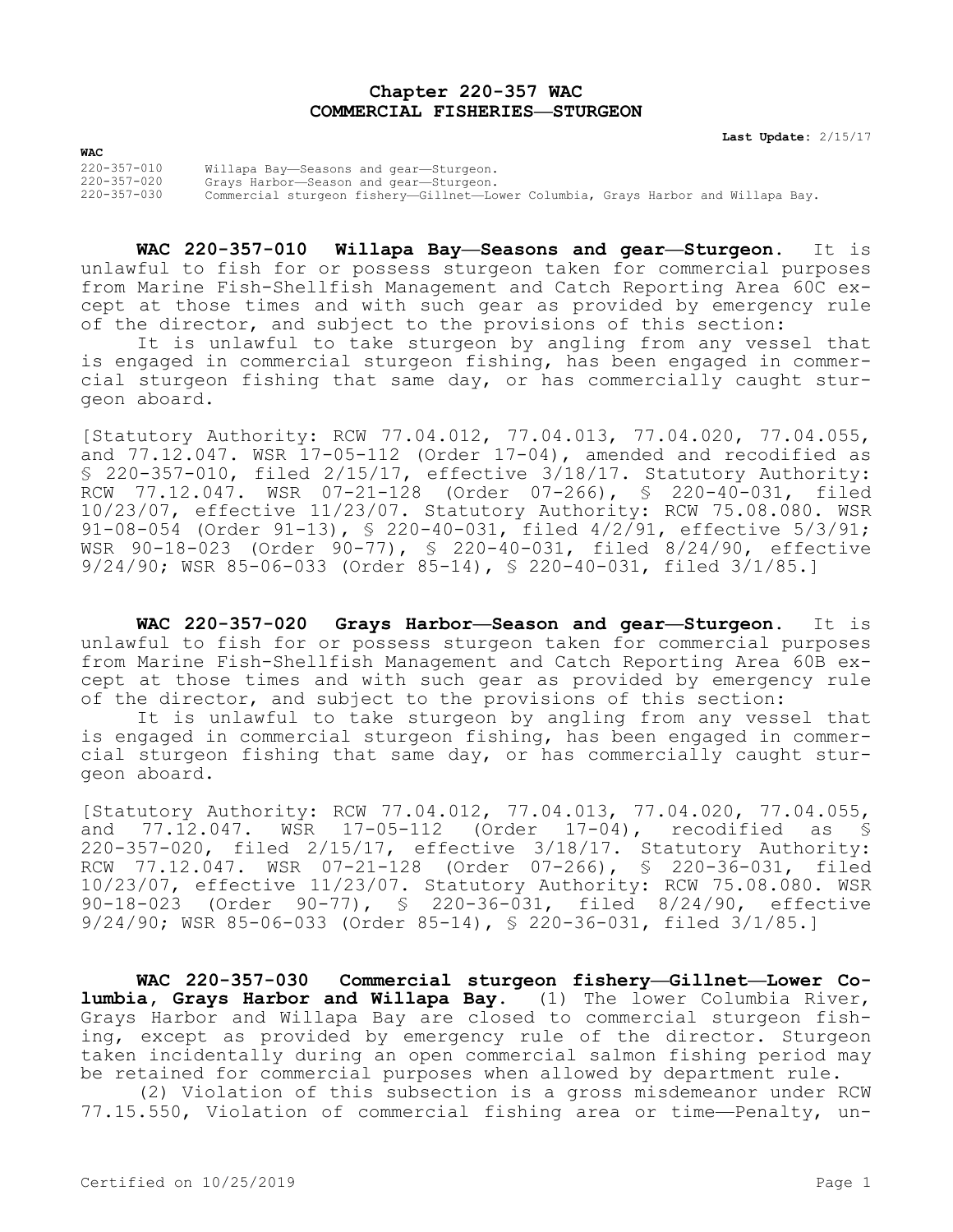# Chapter 220-357 WAC
# COMMERCIAL FISHERIES—STURGEON

**Last Update:** 2/15/17

**WAC**

220-357-010 Willapa Bay—Seasons and gear—Sturgeon.
220-357-020 Grays Harbor—Season and gear—Sturgeon.
220-357-030 Commercial sturgeon fishery—Gillnet—Lower Columbia, Grays Harbor and Willapa Bay.

**WAC 220-357-010 Willapa Bay—Seasons and gear—Sturgeon.** It is unlawful to fish for or possess sturgeon taken for commercial purposes from Marine Fish-Shellfish Management and Catch Reporting Area 60C except at those times and with such gear as provided by emergency rule of the director, and subject to the provisions of this section:

It is unlawful to take sturgeon by angling from any vessel that is engaged in commercial sturgeon fishing, has been engaged in commercial sturgeon fishing that same day, or has commercially caught sturgeon aboard.

[Statutory Authority: RCW 77.04.012, 77.04.013, 77.04.020, 77.04.055, and 77.12.047. WSR 17-05-112 (Order 17-04), amended and recodified as § 220-357-010, filed 2/15/17, effective 3/18/17. Statutory Authority: RCW 77.12.047. WSR 07-21-128 (Order 07-266), § 220-40-031, filed 10/23/07, effective 11/23/07. Statutory Authority: RCW 75.08.080. WSR 91-08-054 (Order 91-13), § 220-40-031, filed 4/2/91, effective 5/3/91; WSR 90-18-023 (Order 90-77), § 220-40-031, filed 8/24/90, effective 9/24/90; WSR 85-06-033 (Order 85-14), § 220-40-031, filed 3/1/85.]

**WAC 220-357-020 Grays Harbor—Season and gear—Sturgeon.** It is unlawful to fish for or possess sturgeon taken for commercial purposes from Marine Fish-Shellfish Management and Catch Reporting Area 60B except at those times and with such gear as provided by emergency rule of the director, and subject to the provisions of this section:

It is unlawful to take sturgeon by angling from any vessel that is engaged in commercial sturgeon fishing, has been engaged in commercial sturgeon fishing that same day, or has commercially caught sturgeon aboard.

[Statutory Authority: RCW 77.04.012, 77.04.013, 77.04.020, 77.04.055, and 77.12.047. WSR 17-05-112 (Order 17-04), recodified as § 220-357-020, filed 2/15/17, effective 3/18/17. Statutory Authority: RCW 77.12.047. WSR 07-21-128 (Order 07-266), § 220-36-031, filed 10/23/07, effective 11/23/07. Statutory Authority: RCW 75.08.080. WSR 90-18-023 (Order 90-77), § 220-36-031, filed 8/24/90, effective 9/24/90; WSR 85-06-033 (Order 85-14), § 220-36-031, filed 3/1/85.]

**WAC 220-357-030 Commercial sturgeon fishery—Gillnet—Lower Columbia, Grays Harbor and Willapa Bay.** (1) The lower Columbia River, Grays Harbor and Willapa Bay are closed to commercial sturgeon fishing, except as provided by emergency rule of the director. Sturgeon taken incidentally during an open commercial salmon fishing period may be retained for commercial purposes when allowed by department rule.

(2) Violation of this subsection is a gross misdemeanor under RCW 77.15.550, Violation of commercial fishing area or time—Penalty, un-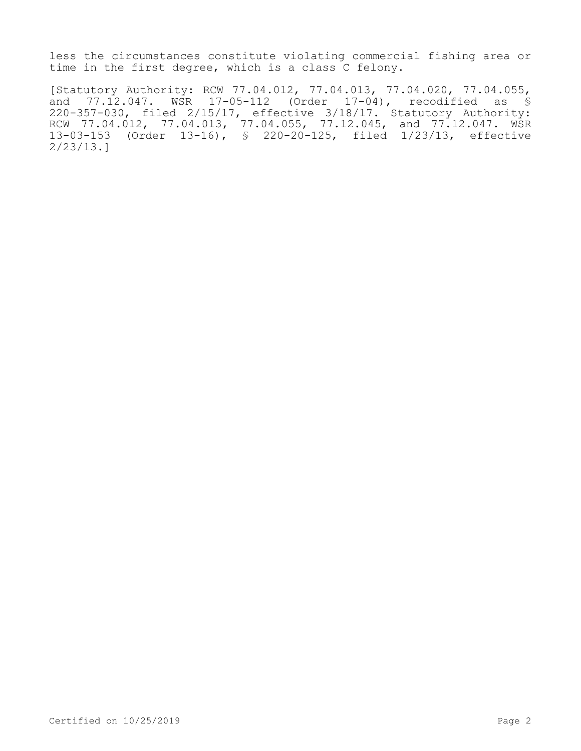less the circumstances constitute violating commercial fishing area or time in the first degree, which is a class C felony.

[Statutory Authority: RCW 77.04.012, 77.04.013, 77.04.020, 77.04.055, and 77.12.047. WSR 17-05-112 (Order 17-04), recodified as § 220-357-030, filed 2/15/17, effective 3/18/17. Statutory Authority: RCW 77.04.012, 77.04.013, 77.04.055, 77.12.045, and 77.12.047. WSR 13-03-153 (Order 13-16), § 220-20-125, filed 1/23/13, effective 2/23/13.]